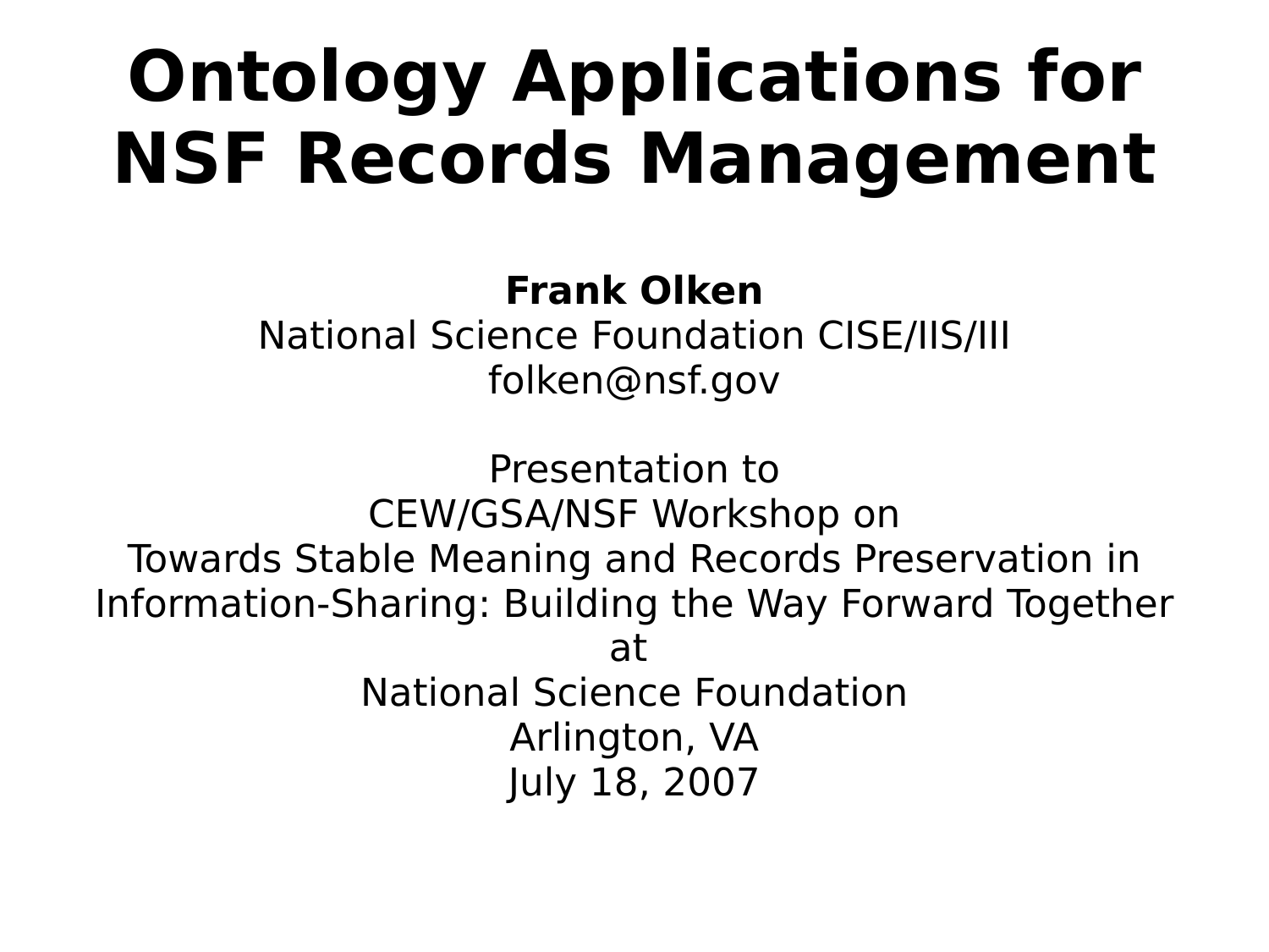# Ontology Applications for NSF Records Management

**Frank Olken**
National Science Foundation CISE/IIS/III
folken@nsf.gov

Presentation to
CEW/GSA/NSF Workshop on
Towards Stable Meaning and Records Preservation in Information-Sharing: Building the Way Forward Together
at
National Science Foundation
Arlington, VA
July 18, 2007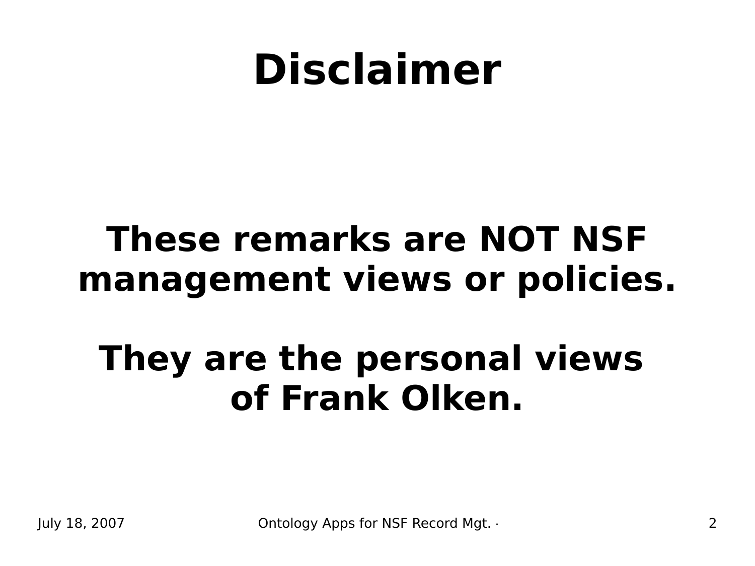# Disclaimer

**These remarks are NOT NSF management views or policies.**

**They are the personal views of Frank Olken.**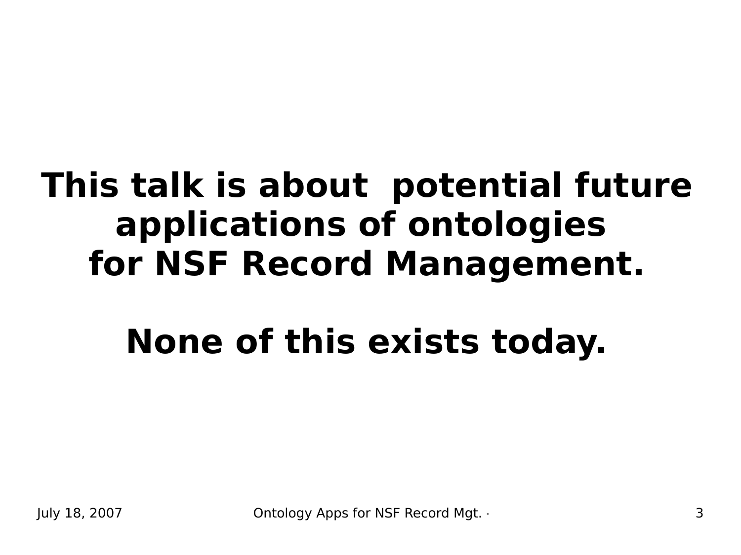**This talk is about potential future applications of ontologies for NSF Record Management.**

**None of this exists today.**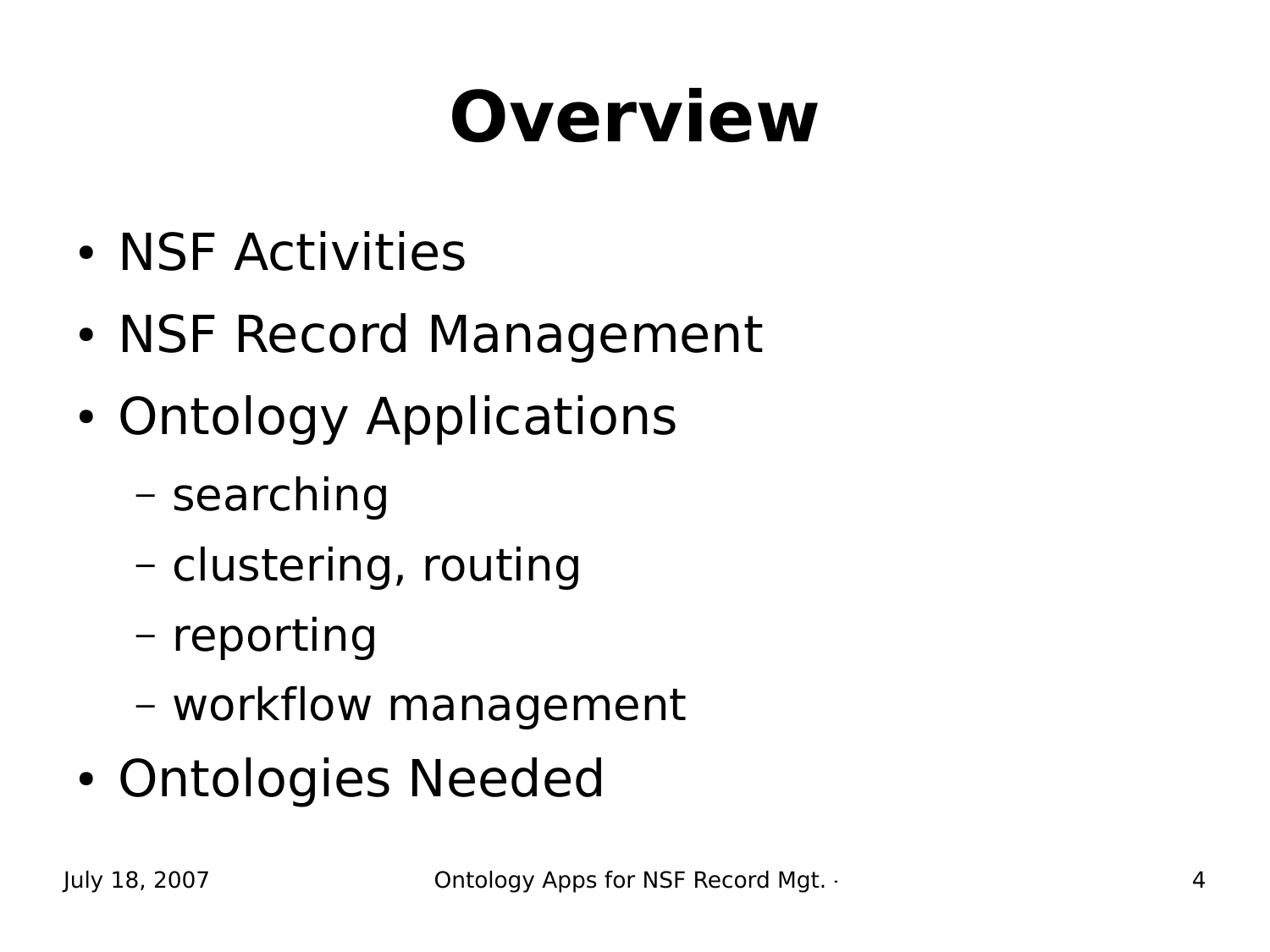# Overview

- NSF Activities
- NSF Record Management
- Ontology Applications
  - searching
  - clustering, routing
  - reporting
  - workflow management
- Ontologies Needed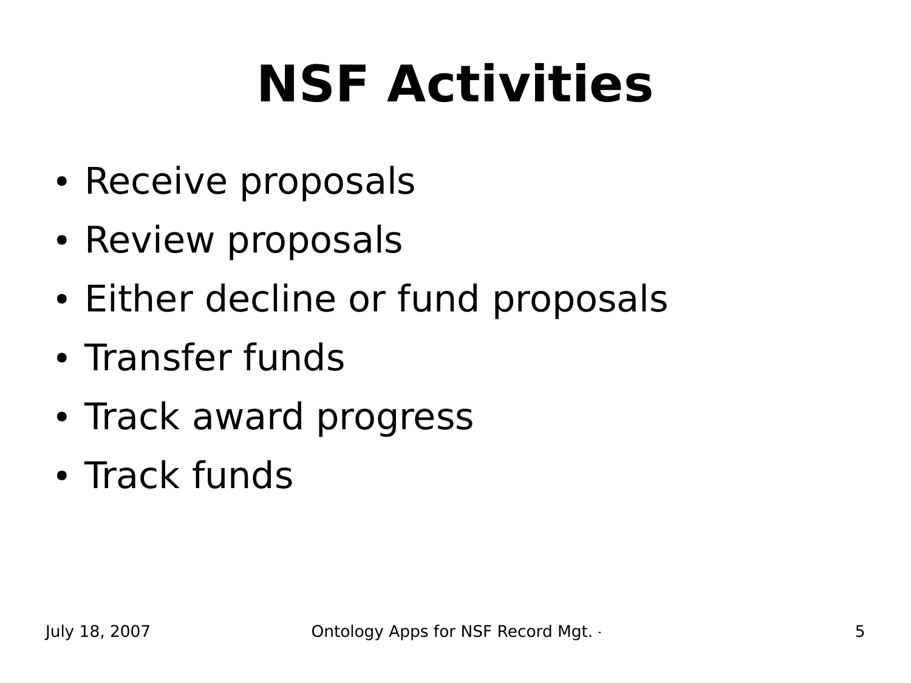# NSF Activities

- Receive proposals
- Review proposals
- Either decline or fund proposals
- Transfer funds
- Track award progress
- Track funds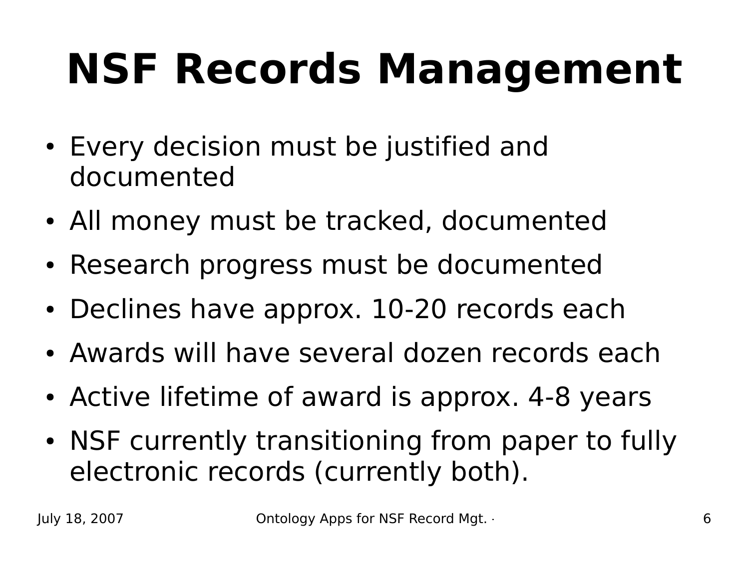# NSF Records Management

- Every decision must be justified and documented
- All money must be tracked, documented
- Research progress must be documented
- Declines have approx. 10-20 records each
- Awards will have several dozen records each
- Active lifetime of award is approx. 4-8 years
- NSF currently transitioning from paper to fully electronic records (currently both).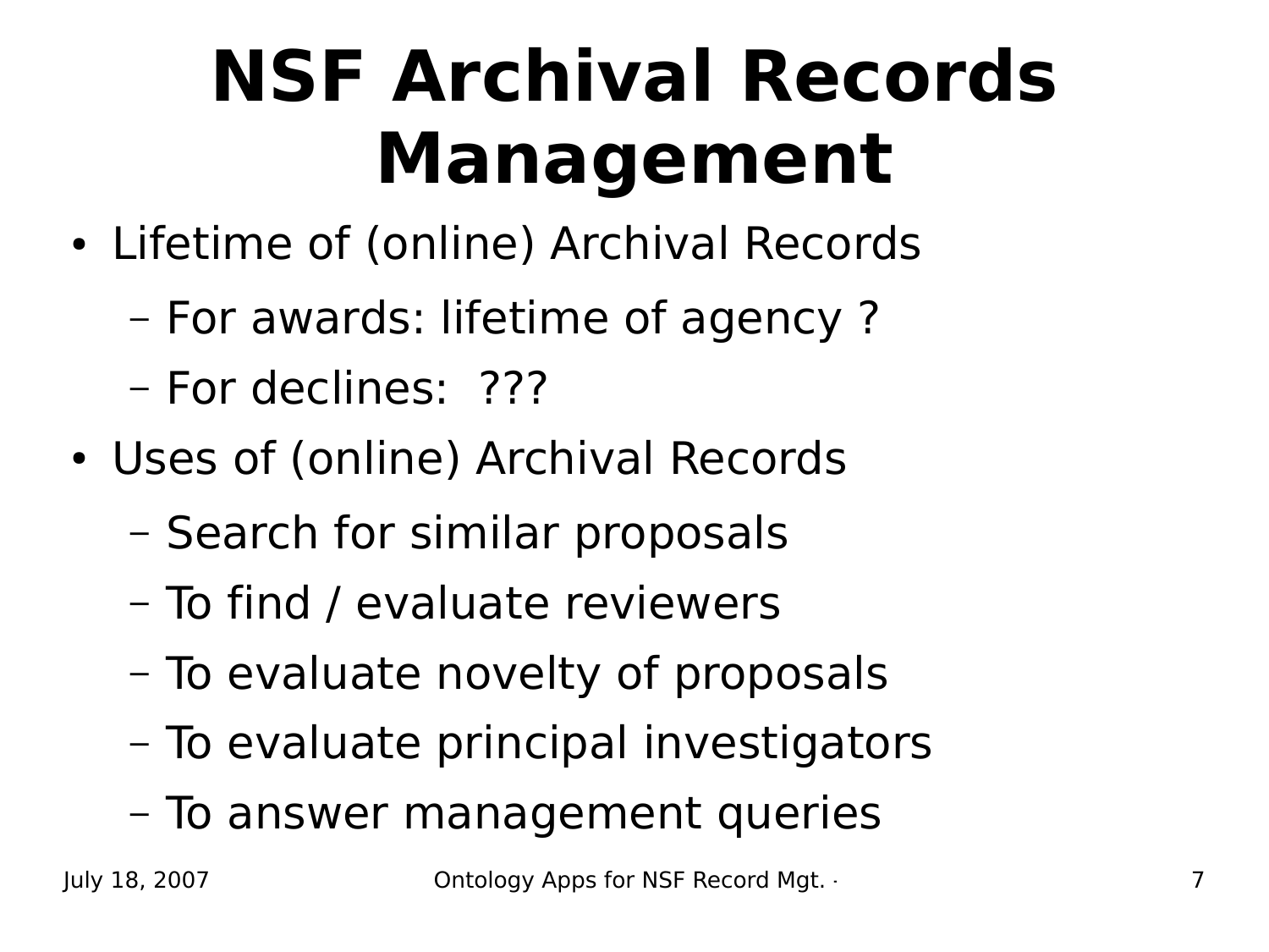# NSF Archival Records Management

- Lifetime of (online) Archival Records
  - For awards: lifetime of agency ?
  - For declines: ???
- Uses of (online) Archival Records
  - Search for similar proposals
  - To find / evaluate reviewers
  - To evaluate novelty of proposals
  - To evaluate principal investigators
  - To answer management queries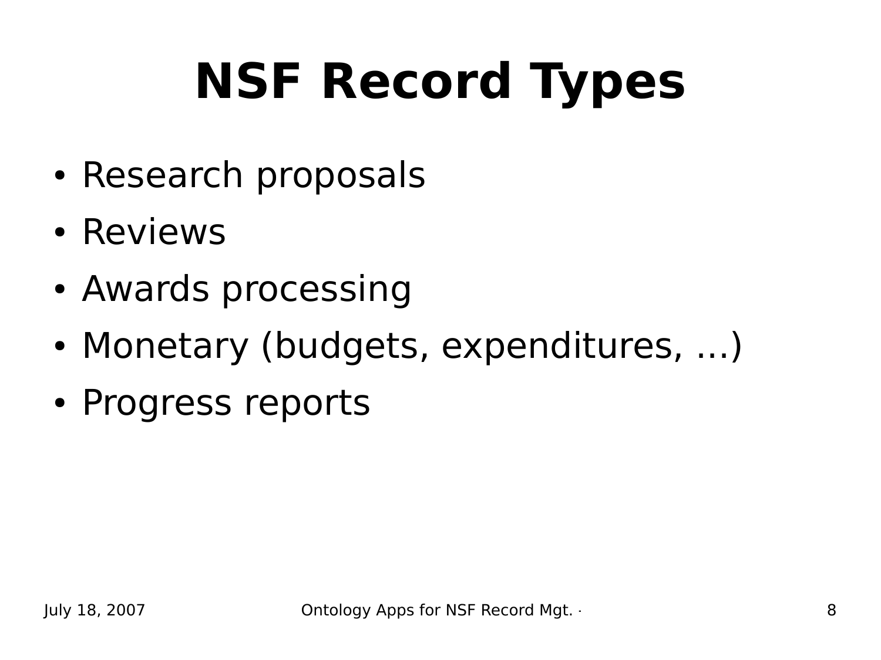# NSF Record Types

- Research proposals
- Reviews
- Awards processing
- Monetary (budgets, expenditures, …)
- Progress reports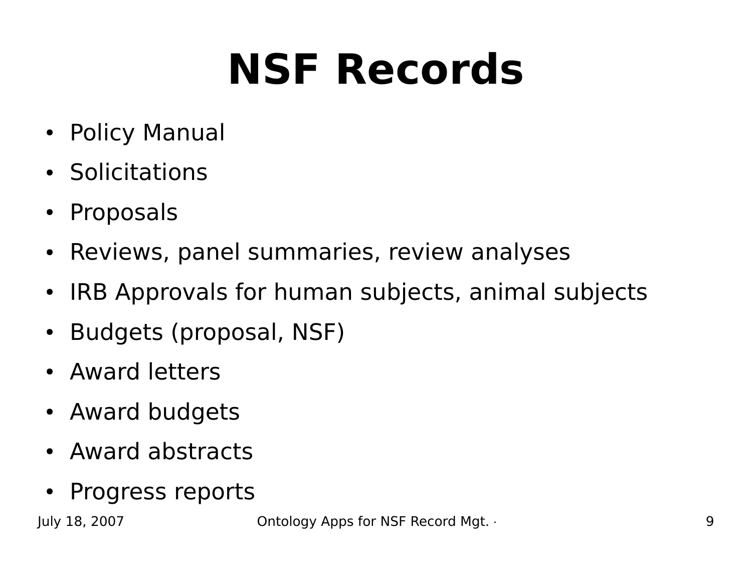# NSF Records

- Policy Manual
- Solicitations
- Proposals
- Reviews, panel summaries, review analyses
- IRB Approvals for human subjects, animal subjects
- Budgets (proposal, NSF)
- Award letters
- Award budgets
- Award abstracts
- Progress reports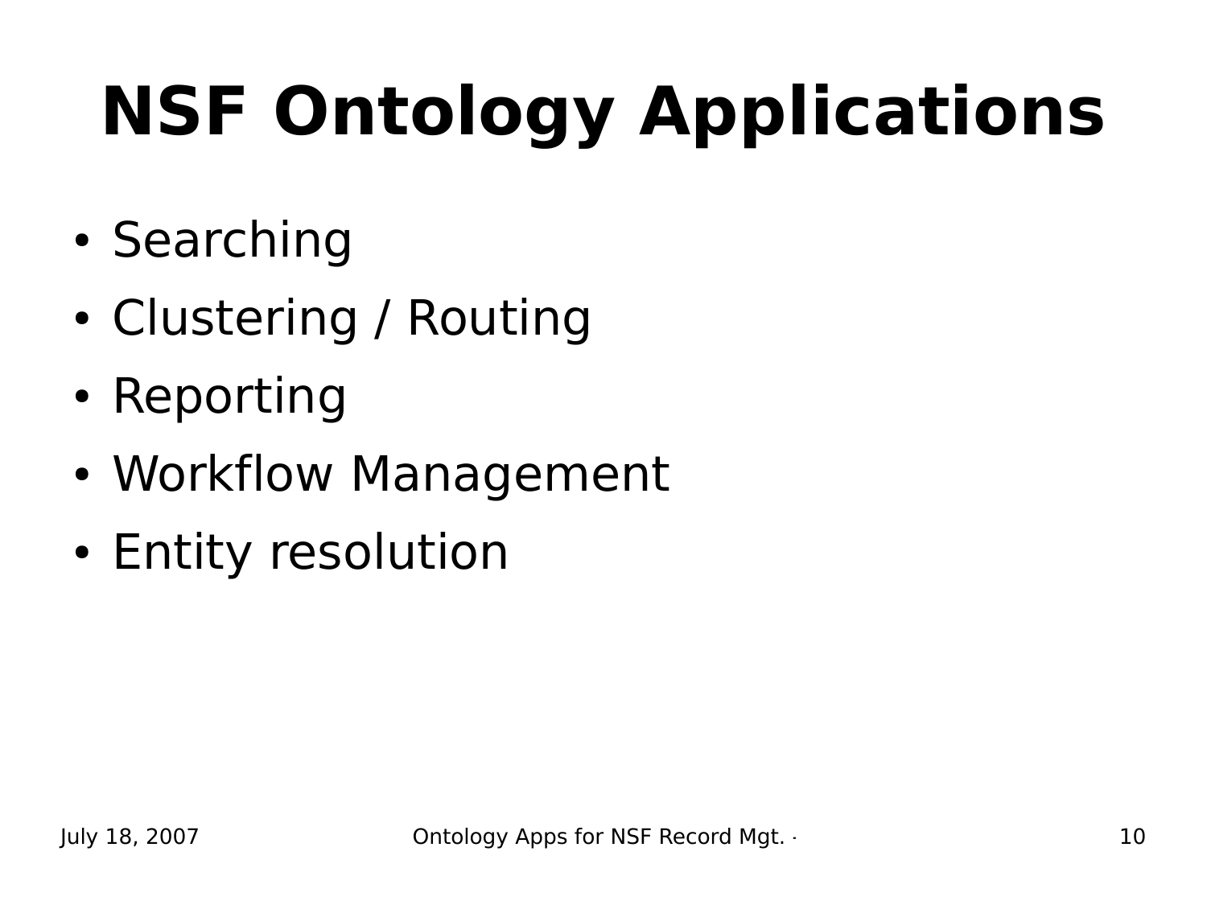# NSF Ontology Applications

- Searching
- Clustering / Routing
- Reporting
- Workflow Management
- Entity resolution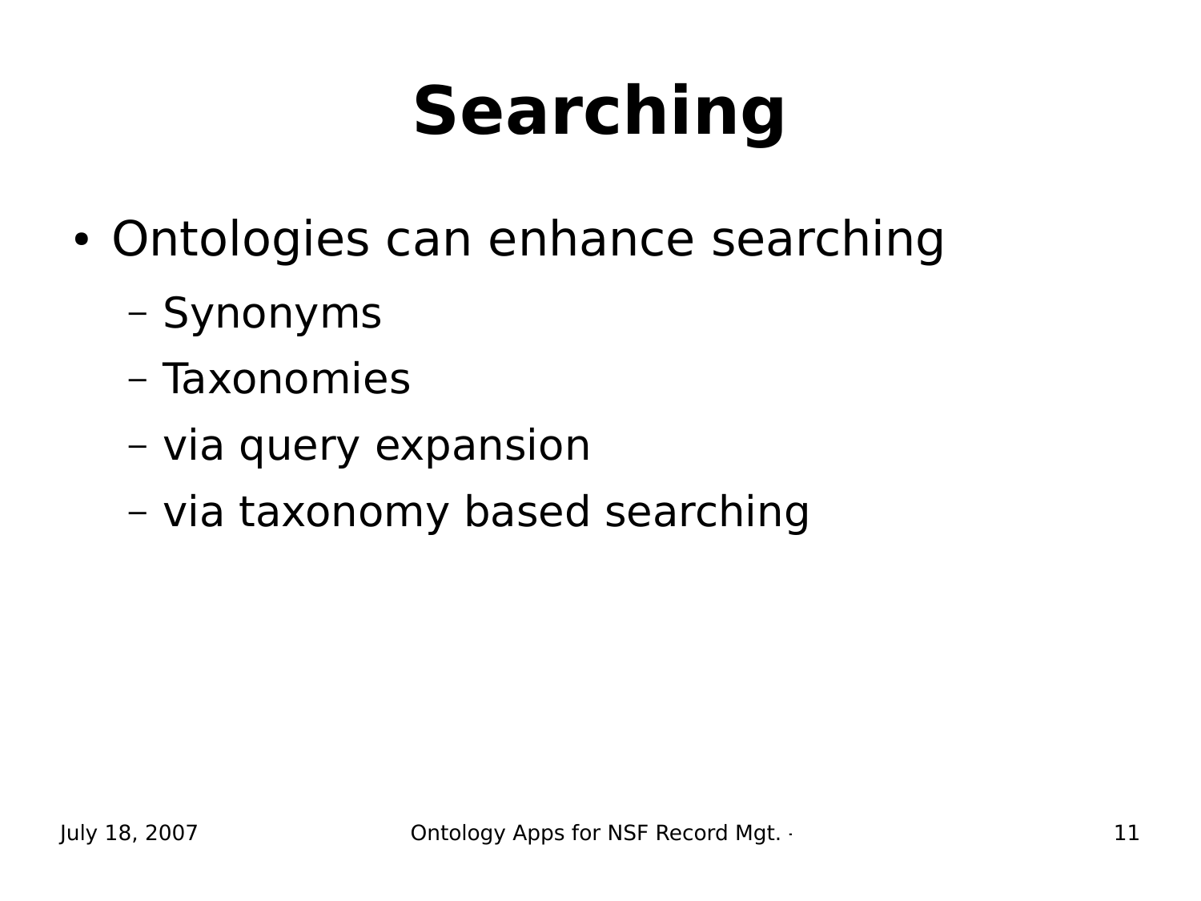# Searching

- Ontologies can enhance searching
  - Synonyms
  - Taxonomies
  - via query expansion
  - via taxonomy based searching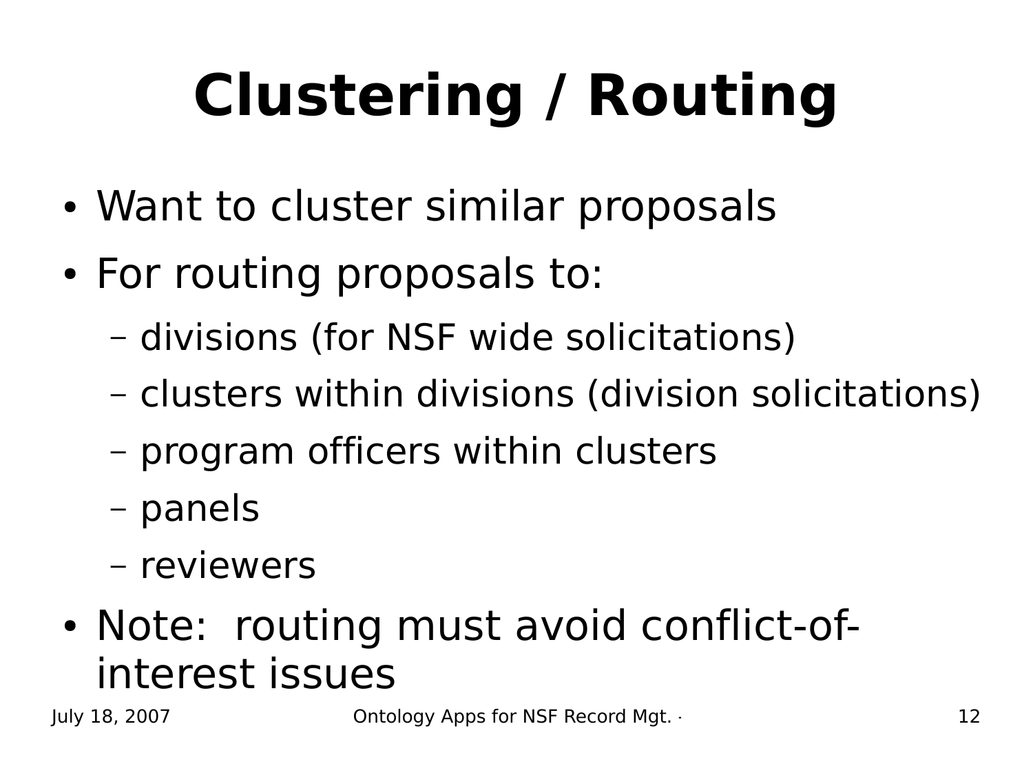# Clustering / Routing

- Want to cluster similar proposals
- For routing proposals to:
  - divisions (for NSF wide solicitations)
  - clusters within divisions (division solicitations)
  - program officers within clusters
  - panels
  - reviewers
- Note: routing must avoid conflict-of-interest issues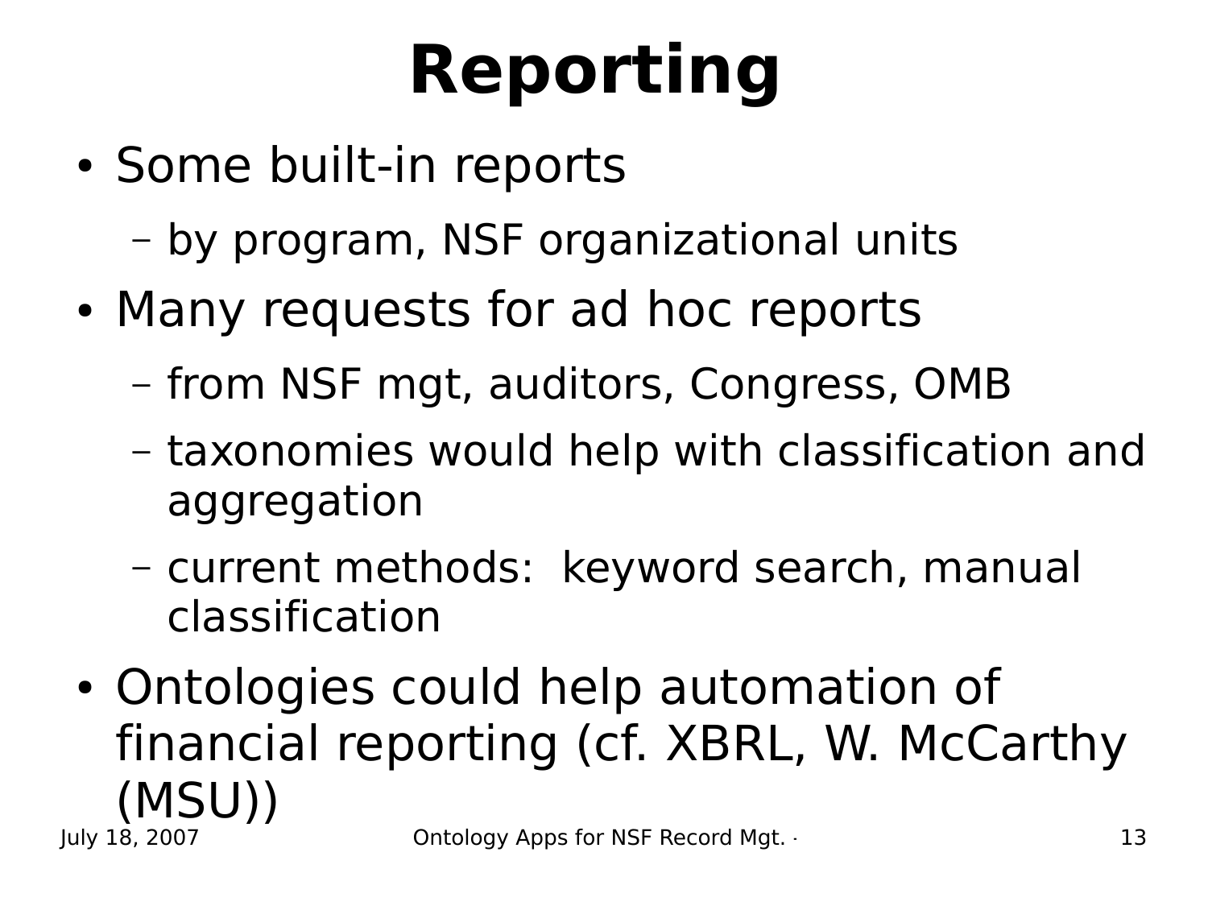# Reporting

- Some built-in reports
  - by program, NSF organizational units
- Many requests for ad hoc reports
  - from NSF mgt, auditors, Congress, OMB
  - taxonomies would help with classification and aggregation
  - current methods: keyword search, manual classification
- Ontologies could help automation of financial reporting (cf. XBRL, W. McCarthy (MSU))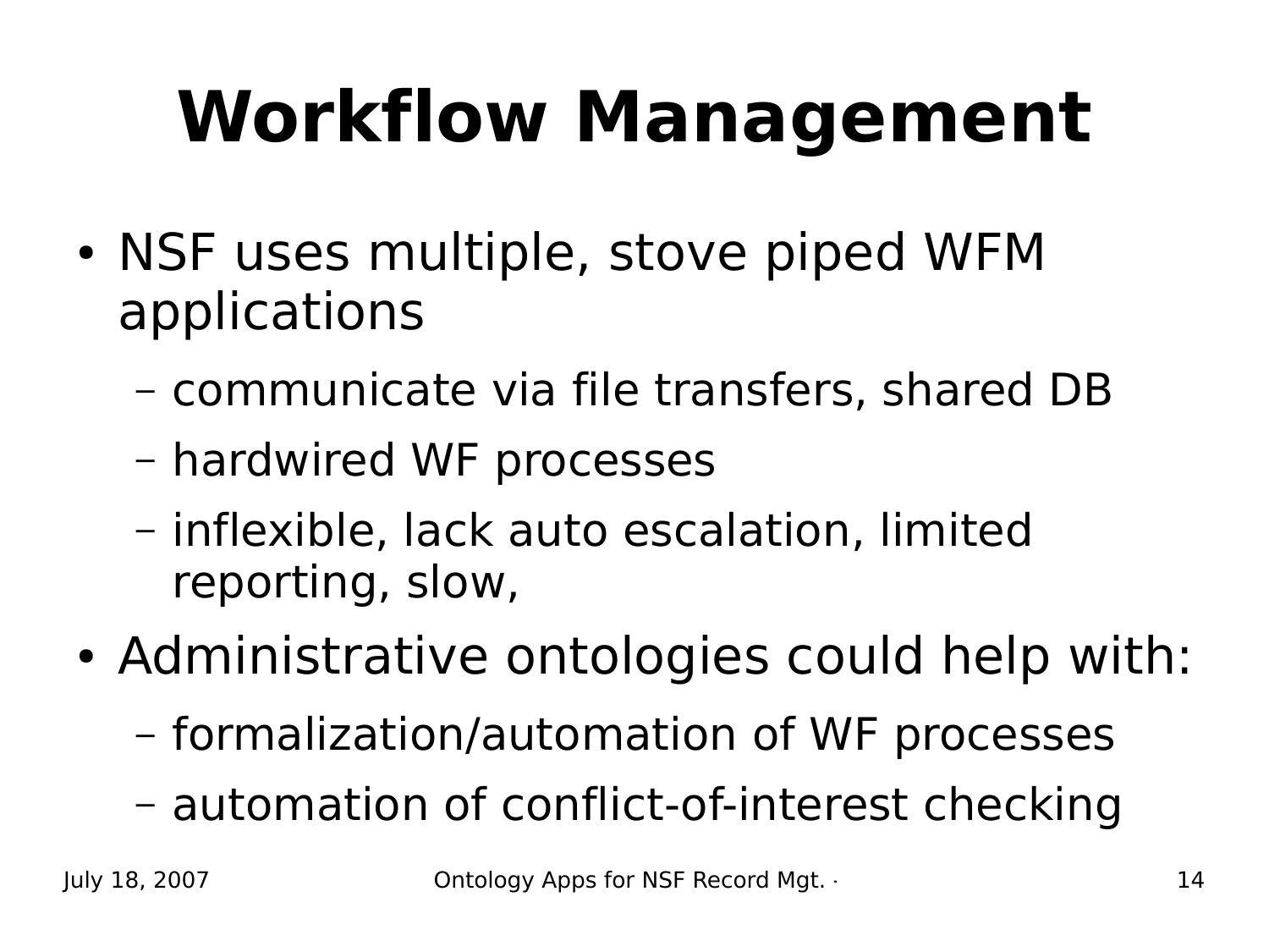# Workflow Management

- NSF uses multiple, stove piped WFM applications
  - communicate via file transfers, shared DB
  - hardwired WF processes
  - inflexible, lack auto escalation, limited reporting, slow,
- Administrative ontologies could help with:
  - formalization/automation of WF processes
  - automation of conflict-of-interest checking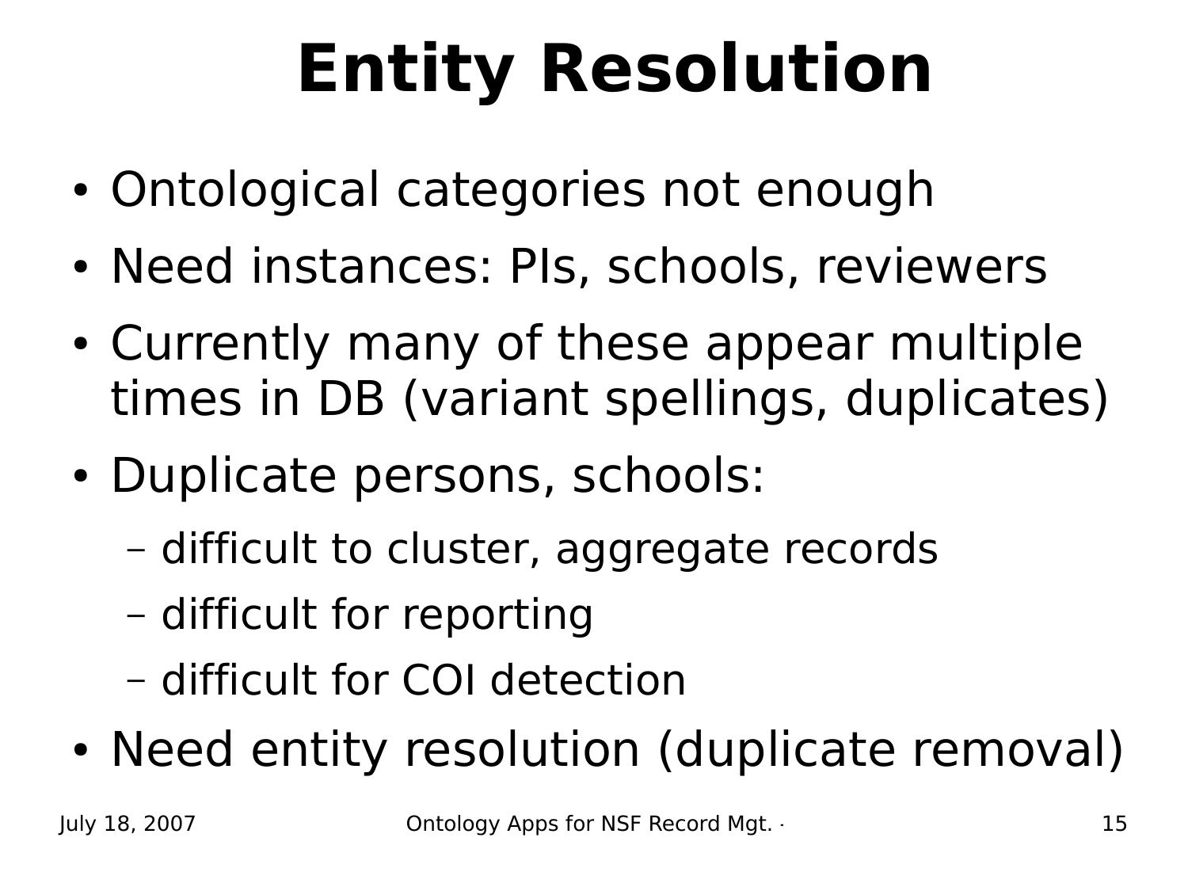# Entity Resolution

- Ontological categories not enough
- Need instances: PIs, schools, reviewers
- Currently many of these appear multiple times in DB (variant spellings, duplicates)
- Duplicate persons, schools:
  - difficult to cluster, aggregate records
  - difficult for reporting
  - difficult for COI detection
- Need entity resolution (duplicate removal)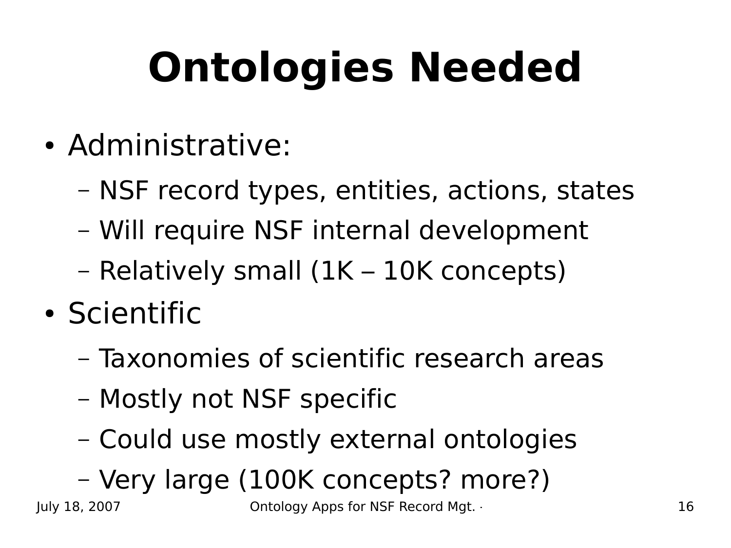# Ontologies Needed

- Administrative:
  - NSF record types, entities, actions, states
  - Will require NSF internal development
  - Relatively small (1K – 10K concepts)
- Scientific
  - Taxonomies of scientific research areas
  - Mostly not NSF specific
  - Could use mostly external ontologies
  - Very large (100K concepts? more?)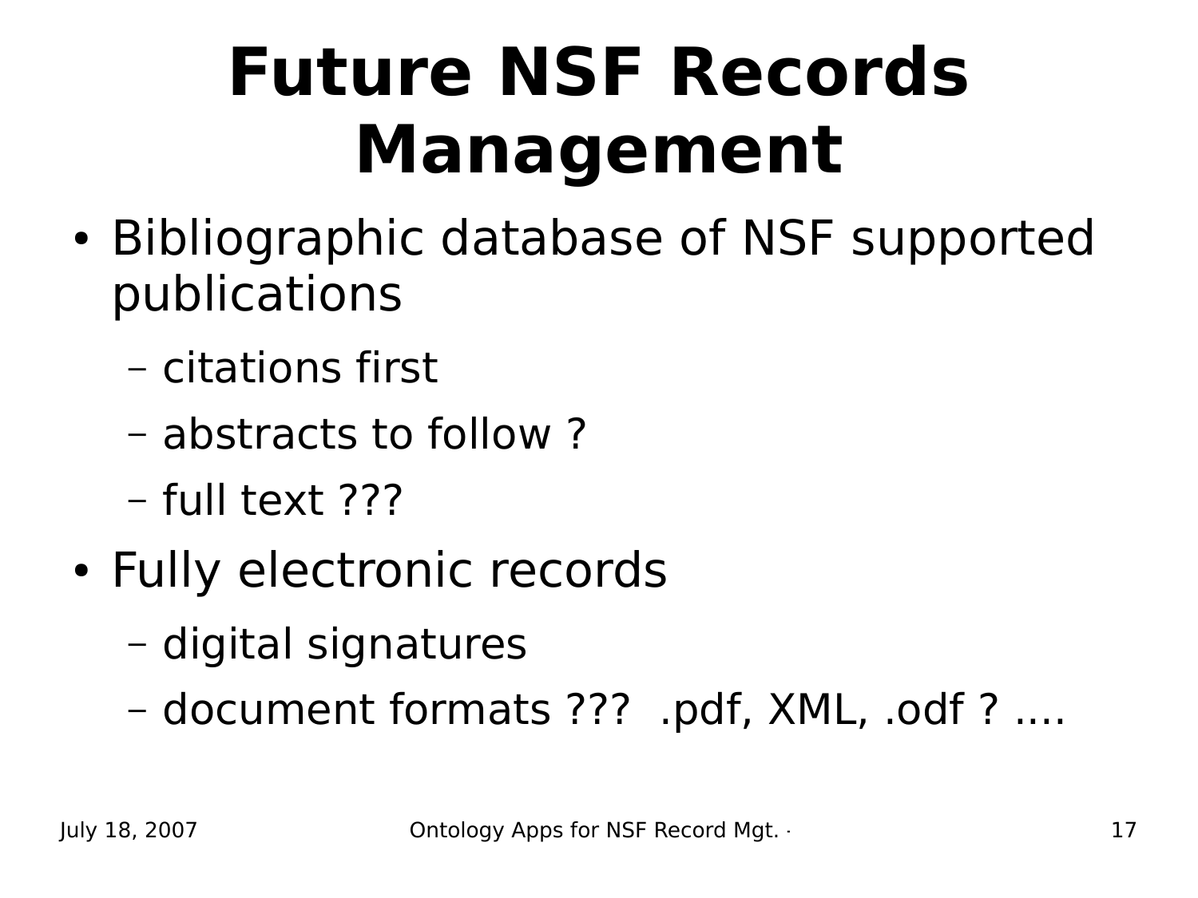# Future NSF Records Management

- Bibliographic database of NSF supported publications
  - citations first
  - abstracts to follow ?
  - full text ???
- Fully electronic records
  - digital signatures
  - document formats ??? .pdf, XML, .odf ? ….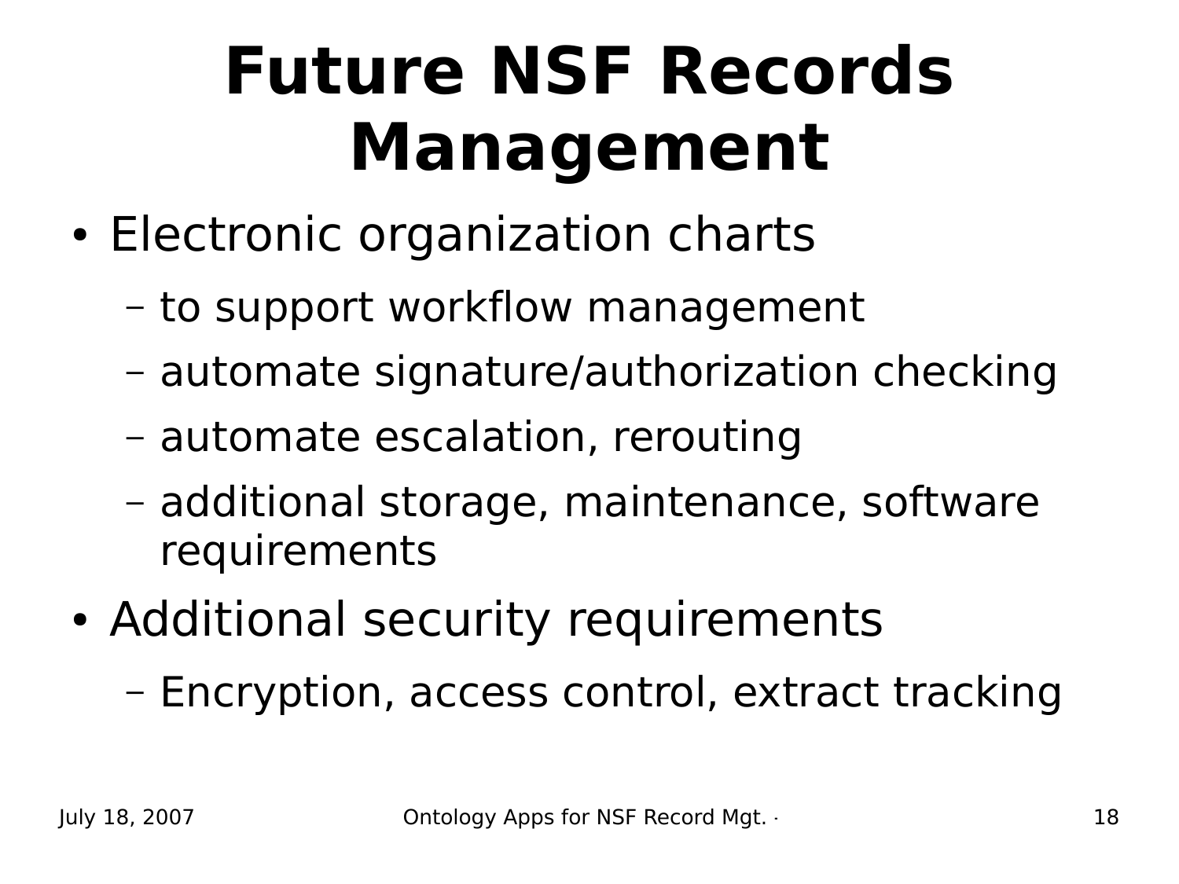# Future NSF Records Management

- Electronic organization charts
  - to support workflow management
  - automate signature/authorization checking
  - automate escalation, rerouting
  - additional storage, maintenance, software requirements
- Additional security requirements
  - Encryption, access control, extract tracking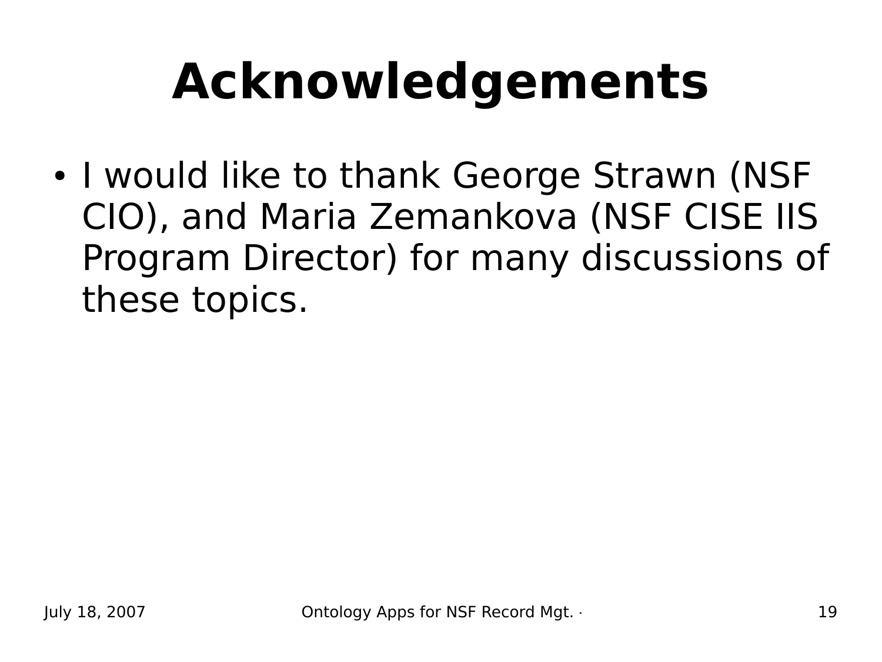# Acknowledgements

- I would like to thank George Strawn (NSF CIO), and Maria Zemankova (NSF CISE IIS Program Director) for many discussions of these topics.